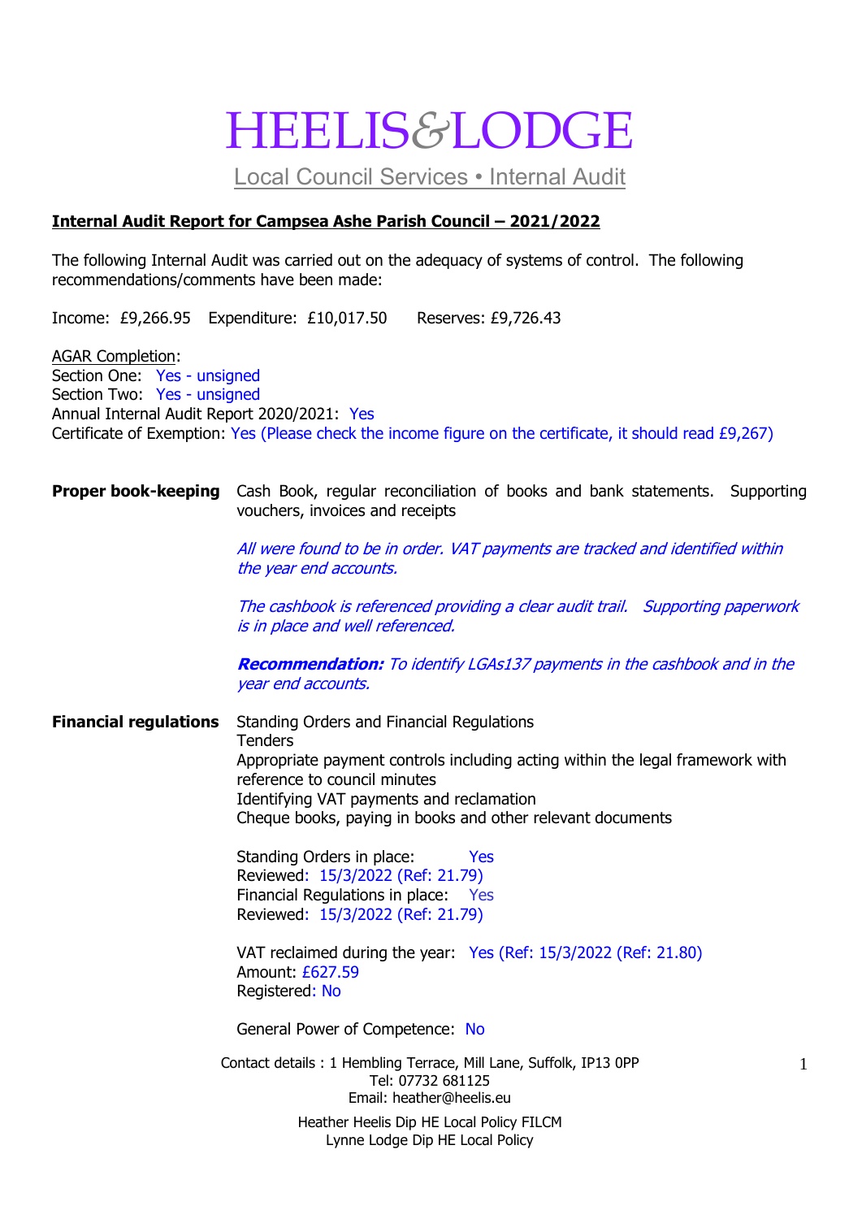# HEELIS&LODGE

Local Council Services • Internal Audit

**Internal Audit Report for Campsea Ashe Parish Council – 2021/2022**

The following Internal Audit was carried out on the adequacy of systems of control. The following recommendations/comments have been made:

Income: £9,266.95 Expenditure: £10,017.50 Reserves: £9,726.43

AGAR Completion:
Section One: Yes - unsigned
Section Two: Yes - unsigned
Annual Internal Audit Report 2020/2021: Yes
Certificate of Exemption: Yes (Please check the income figure on the certificate, it should read £9,267)

**Proper book-keeping**

Cash Book, regular reconciliation of books and bank statements. Supporting vouchers, invoices and receipts

*All were found to be in order. VAT payments are tracked and identified within the year end accounts.*

*The cashbook is referenced providing a clear audit trail. Supporting paperwork is in place and well referenced.*

***Recommendation:*** *To identify LGAs137 payments in the cashbook and in the year end accounts.*

**Financial regulations**

Standing Orders and Financial Regulations
Tenders
Appropriate payment controls including acting within the legal framework with reference to council minutes
Identifying VAT payments and reclamation
Cheque books, paying in books and other relevant documents

Standing Orders in place: Yes
Reviewed: 15/3/2022 (Ref: 21.79)
Financial Regulations in place: Yes
Reviewed: 15/3/2022 (Ref: 21.79)

VAT reclaimed during the year: Yes (Ref: 15/3/2022 (Ref: 21.80)
Amount: £627.59
Registered: No

General Power of Competence: No

Contact details : 1 Hembling Terrace, Mill Lane, Suffolk, IP13 0PP
Tel: 07732 681125
Email: heather@heelis.eu

Heather Heelis Dip HE Local Policy FILCM
Lynne Lodge Dip HE Local Policy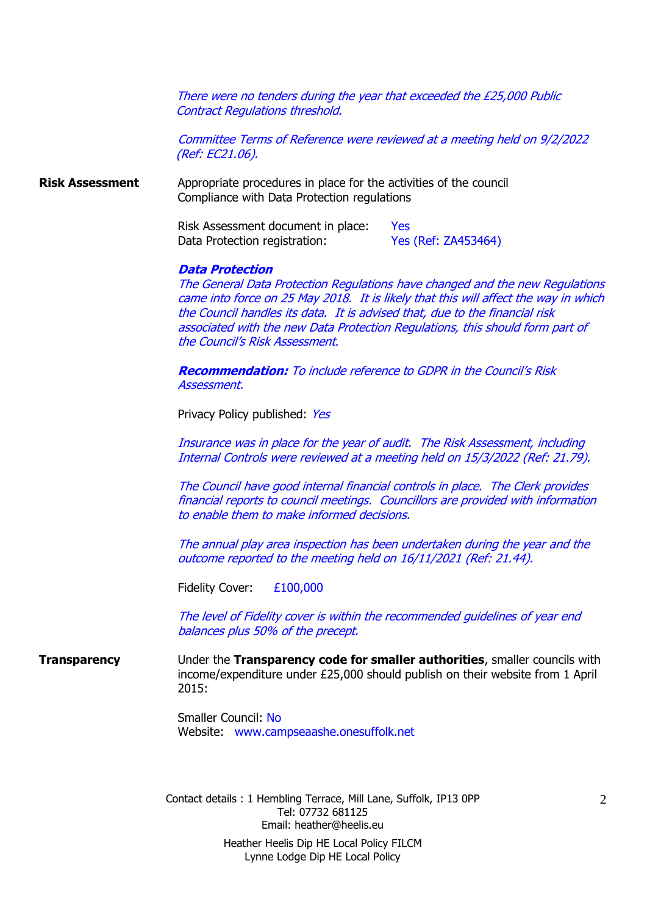*There were no tenders during the year that exceeded the £25,000 Public Contract Regulations threshold.*

*Committee Terms of Reference were reviewed at a meeting held on 9/2/2022 (Ref: EC21.06).*

**Risk Assessment**

Appropriate procedures in place for the activities of the council
Compliance with Data Protection regulations

Risk Assessment document in place: Yes
Data Protection registration: Yes (Ref: ZA453464)

***Data Protection***
*The General Data Protection Regulations have changed and the new Regulations came into force on 25 May 2018. It is likely that this will affect the way in which the Council handles its data. It is advised that, due to the financial risk associated with the new Data Protection Regulations, this should form part of the Council's Risk Assessment.*

***Recommendation:*** *To include reference to GDPR in the Council's Risk Assessment.*

Privacy Policy published: *Yes*

*Insurance was in place for the year of audit. The Risk Assessment, including Internal Controls were reviewed at a meeting held on 15/3/2022 (Ref: 21.79).*

*The Council have good internal financial controls in place. The Clerk provides financial reports to council meetings. Councillors are provided with information to enable them to make informed decisions.*

*The annual play area inspection has been undertaken during the year and the outcome reported to the meeting held on 16/11/2021 (Ref: 21.44).*

Fidelity Cover: £100,000

*The level of Fidelity cover is within the recommended guidelines of year end balances plus 50% of the precept.*

**Transparency**

Under the **Transparency code for smaller authorities**, smaller councils with income/expenditure under £25,000 should publish on their website from 1 April 2015:

Smaller Council: No
Website: www.campseaashe.onesuffolk.net

Contact details : 1 Hembling Terrace, Mill Lane, Suffolk, IP13 0PP
Tel: 07732 681125
Email: heather@heelis.eu

Heather Heelis Dip HE Local Policy FILCM
Lynne Lodge Dip HE Local Policy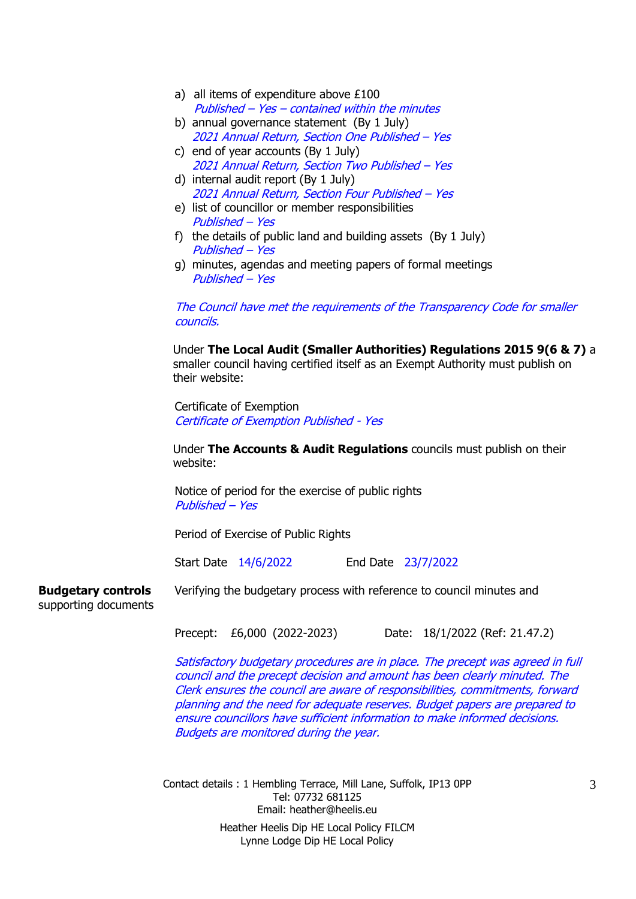a) all items of expenditure above £100
   *Published – Yes – contained within the minutes*
b) annual governance statement (By 1 July)
   *2021 Annual Return, Section One Published – Yes*
c) end of year accounts (By 1 July)
   *2021 Annual Return, Section Two Published – Yes*
d) internal audit report (By 1 July)
   *2021 Annual Return, Section Four Published – Yes*
e) list of councillor or member responsibilities
   *Published – Yes*
f) the details of public land and building assets (By 1 July)
   *Published – Yes*
g) minutes, agendas and meeting papers of formal meetings
   *Published – Yes*

*The Council have met the requirements of the Transparency Code for smaller councils.*

Under **The Local Audit (Smaller Authorities) Regulations 2015 9(6 & 7)** a smaller council having certified itself as an Exempt Authority must publish on their website:

Certificate of Exemption
*Certificate of Exemption Published - Yes*

Under **The Accounts & Audit Regulations** councils must publish on their website:

Notice of period for the exercise of public rights
*Published – Yes*

Period of Exercise of Public Rights

Start Date 14/6/2022 End Date 23/7/2022

**Budgetary controls** supporting documents

Verifying the budgetary process with reference to council minutes and

Precept: £6,000 (2022-2023) Date: 18/1/2022 (Ref: 21.47.2)

*Satisfactory budgetary procedures are in place. The precept was agreed in full council and the precept decision and amount has been clearly minuted. The Clerk ensures the council are aware of responsibilities, commitments, forward planning and the need for adequate reserves. Budget papers are prepared to ensure councillors have sufficient information to make informed decisions. Budgets are monitored during the year.*

Contact details : 1 Hembling Terrace, Mill Lane, Suffolk, IP13 0PP
Tel: 07732 681125
Email: heather@heelis.eu

Heather Heelis Dip HE Local Policy FILCM
Lynne Lodge Dip HE Local Policy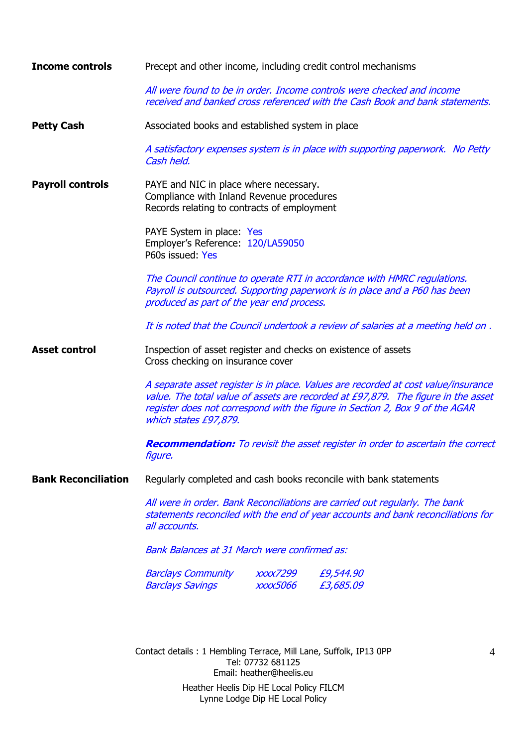**Income controls**

Precept and other income, including credit control mechanisms

*All were found to be in order. Income controls were checked and income received and banked cross referenced with the Cash Book and bank statements.*

**Petty Cash**

Associated books and established system in place

*A satisfactory expenses system is in place with supporting paperwork. No Petty Cash held.*

**Payroll controls**

PAYE and NIC in place where necessary.
Compliance with Inland Revenue procedures
Records relating to contracts of employment

PAYE System in place: Yes
Employer's Reference: 120/LA59050
P60s issued: Yes

*The Council continue to operate RTI in accordance with HMRC regulations. Payroll is outsourced. Supporting paperwork is in place and a P60 has been produced as part of the year end process.*

*It is noted that the Council undertook a review of salaries at a meeting held on .*

**Asset control**

Inspection of asset register and checks on existence of assets
Cross checking on insurance cover

*A separate asset register is in place. Values are recorded at cost value/insurance value. The total value of assets are recorded at £97,879. The figure in the asset register does not correspond with the figure in Section 2, Box 9 of the AGAR which states £97,879.*

***Recommendation:*** *To revisit the asset register in order to ascertain the correct figure.*

**Bank Reconciliation**

Regularly completed and cash books reconcile with bank statements

*All were in order. Bank Reconciliations are carried out regularly. The bank statements reconciled with the end of year accounts and bank reconciliations for all accounts.*

*Bank Balances at 31 March were confirmed as:*

| | | |
|---|---|---|
| *Barclays Community* | *xxxx7299* | *£9,544.90* |
| *Barclays Savings* | *xxxx5066* | *£3,685.09* |

Contact details : 1 Hembling Terrace, Mill Lane, Suffolk, IP13 0PP
Tel: 07732 681125
Email: heather@heelis.eu

Heather Heelis Dip HE Local Policy FILCM
Lynne Lodge Dip HE Local Policy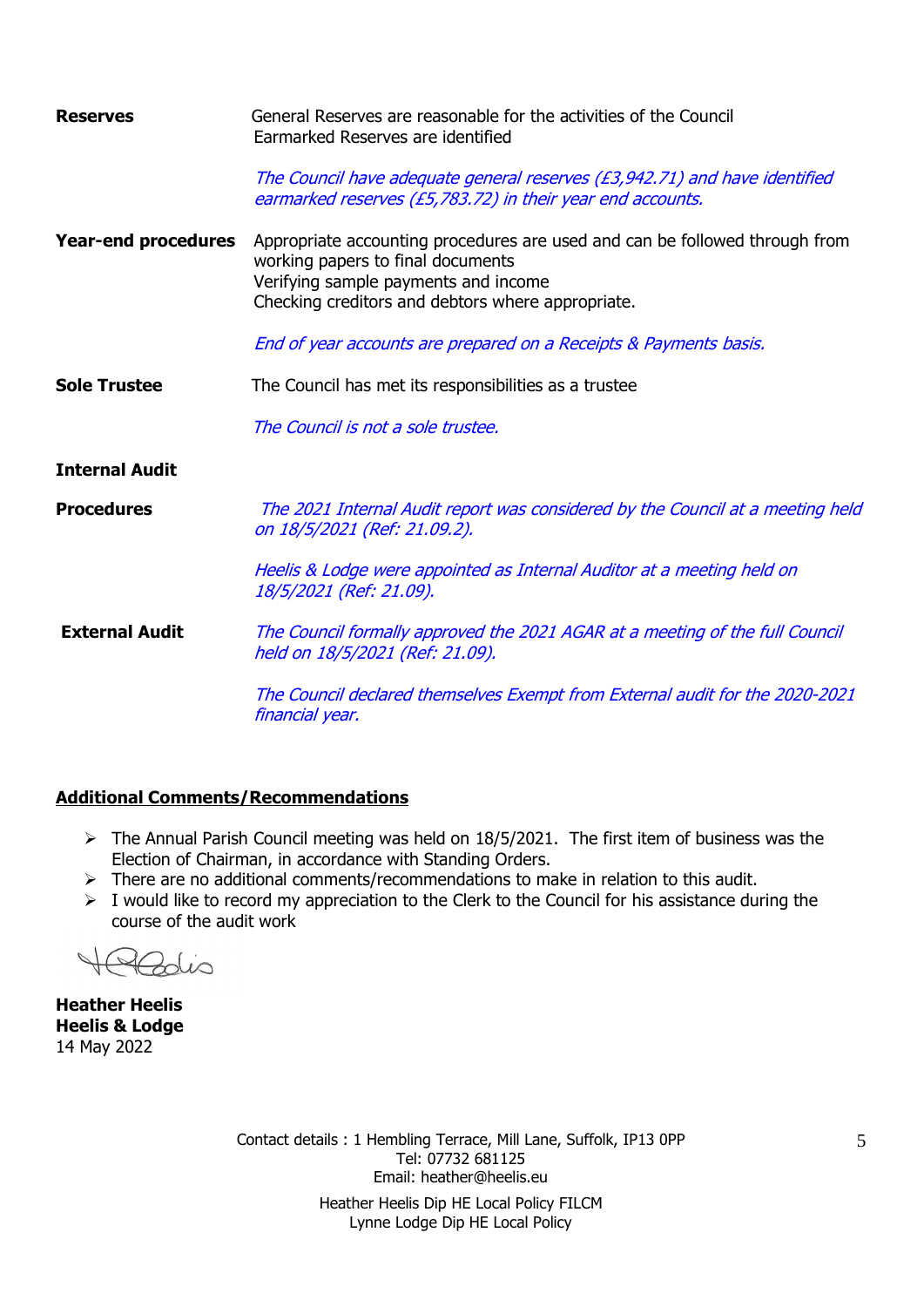| | |
|---|---|
| **Reserves** | General Reserves are reasonable for the activities of the Council<br>Earmarked Reserves are identified<br><br>*The Council have adequate general reserves (£3,942.71) and have identified earmarked reserves (£5,783.72) in their year end accounts.* |
| **Year-end procedures** | Appropriate accounting procedures are used and can be followed through from working papers to final documents<br>Verifying sample payments and income<br>Checking creditors and debtors where appropriate.<br><br>*End of year accounts are prepared on a Receipts & Payments basis.* |
| **Sole Trustee** | The Council has met its responsibilities as a trustee<br><br>*The Council is not a sole trustee.* |
| **Internal Audit** | |
| **Procedures** | *The 2021 Internal Audit report was considered by the Council at a meeting held on 18/5/2021 (Ref: 21.09.2).*<br><br>*Heelis & Lodge were appointed as Internal Auditor at a meeting held on 18/5/2021 (Ref: 21.09).* |
| **External Audit** | *The Council formally approved the 2021 AGAR at a meeting of the full Council held on 18/5/2021 (Ref: 21.09).*<br><br>*The Council declared themselves Exempt from External audit for the 2020-2021 financial year.* |

**Additional Comments/Recommendations**

- The Annual Parish Council meeting was held on 18/5/2021. The first item of business was the Election of Chairman, in accordance with Standing Orders.
- There are no additional comments/recommendations to make in relation to this audit.
- I would like to record my appreciation to the Clerk to the Council for his assistance during the course of the audit work

**Heather Heelis**
**Heelis & Lodge**
14 May 2022

Contact details : 1 Hembling Terrace, Mill Lane, Suffolk, IP13 0PP
Tel: 07732 681125
Email: heather@heelis.eu

Heather Heelis Dip HE Local Policy FILCM
Lynne Lodge Dip HE Local Policy